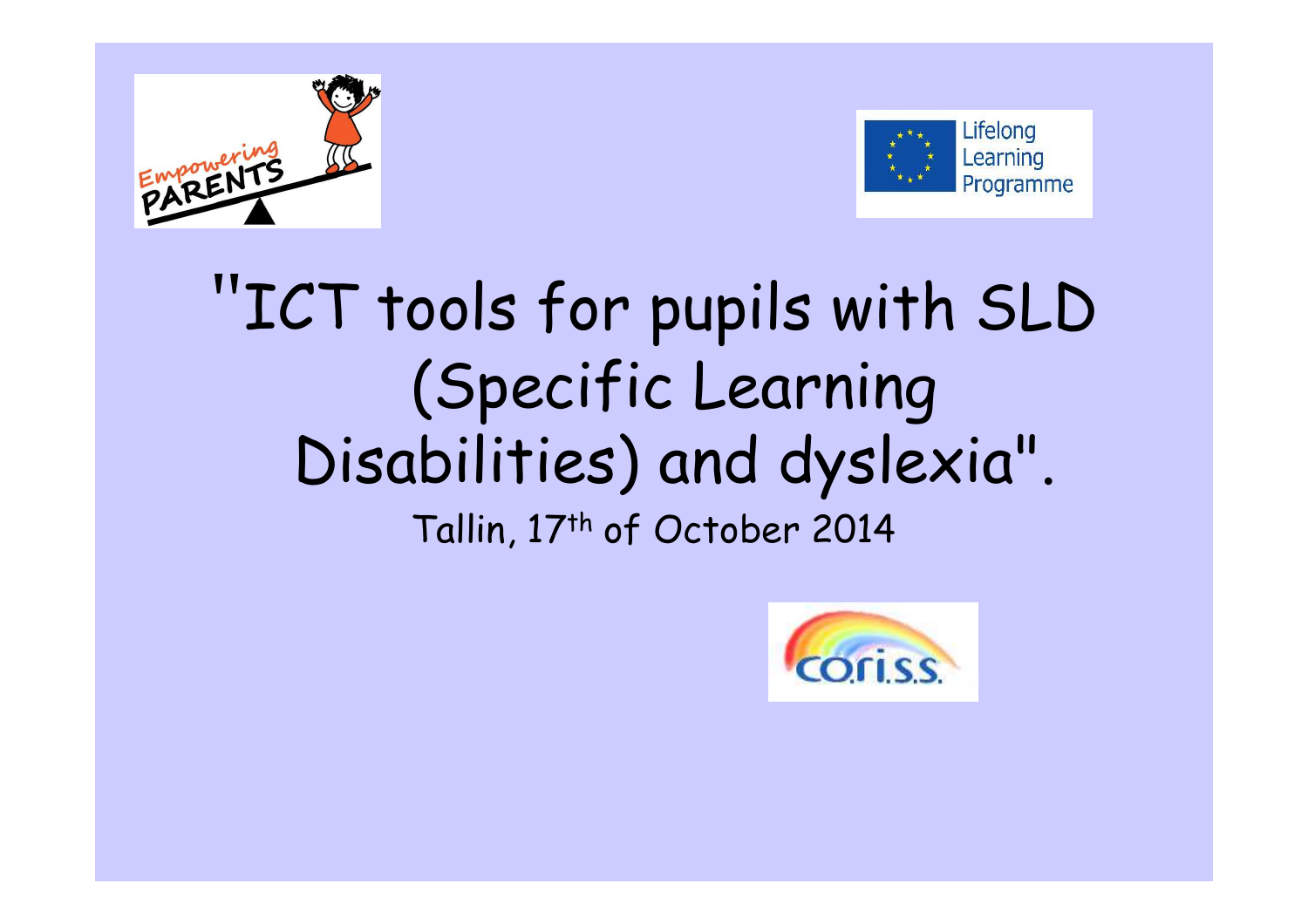# "ICT tools for pupils with SLD (Specific Learning Disabilities) and dyslexia".

Tallin, 17th of October 2014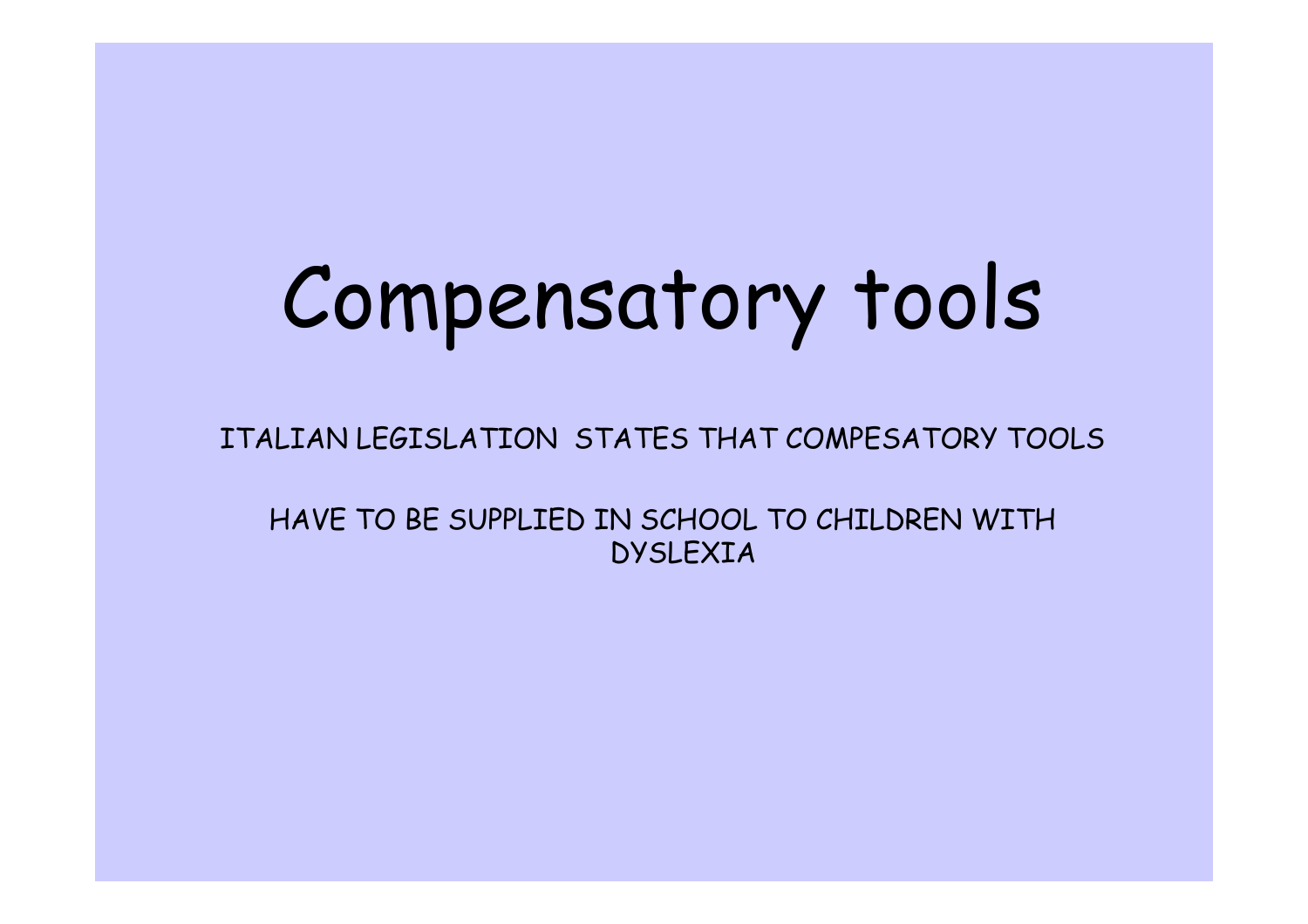# Compensatory tools

ITALIAN LEGISLATION STATES THAT COMPESATORY TOOLS

HAVE TO BE SUPPLIED IN SCHOOL TO CHILDREN WITH DYSLEXIA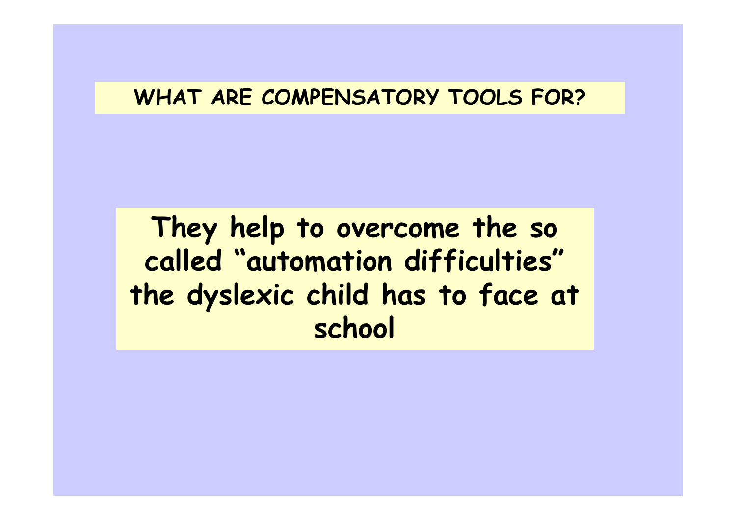## WHAT ARE COMPENSATORY TOOLS FOR?

**They help to overcome the so called “automation difficulties” the dyslexic child has to face at school**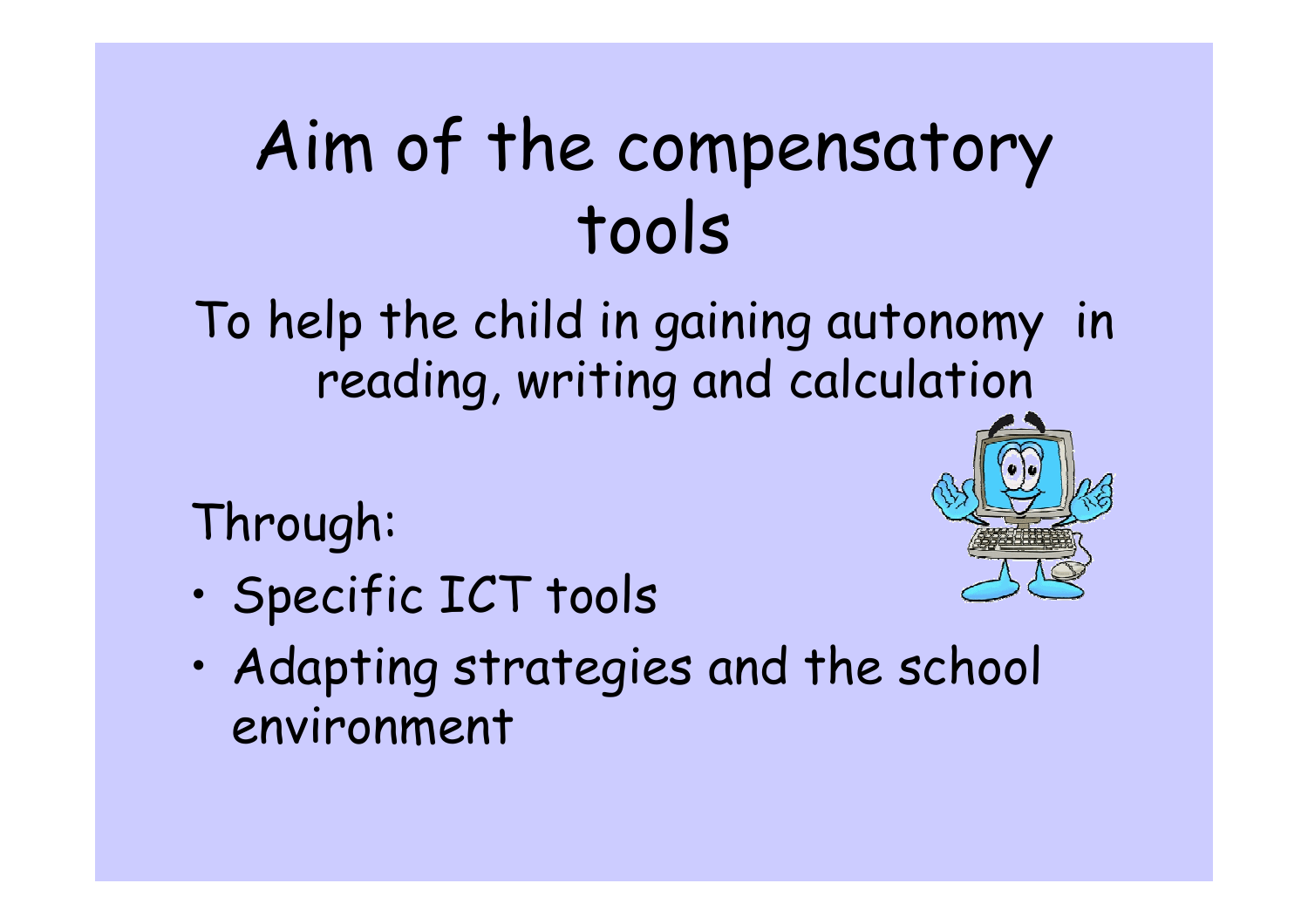# Aim of the compensatory tools

To help the child in gaining autonomy in reading, writing and calculation

Through:

- Specific ICT tools
- Adapting strategies and the school environment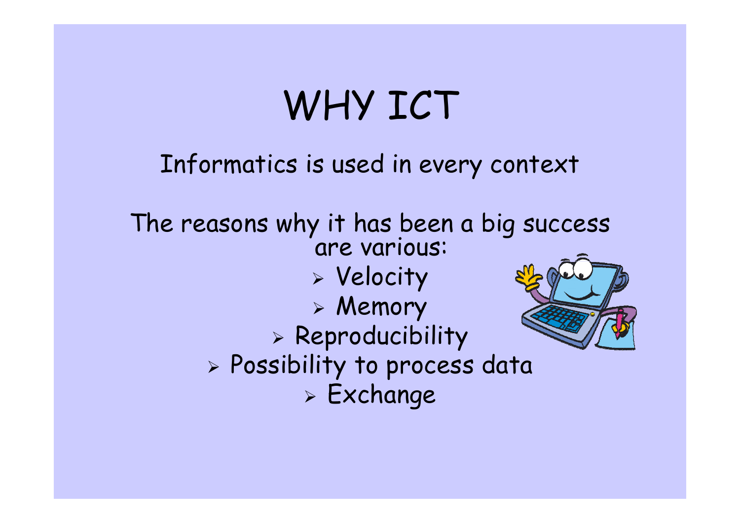# WHY ICT

Informatics is used in every context

The reasons why it has been a big success are various:

- Velocity
- Memory
- Reproducibility
- Possibility to process data
- Exchange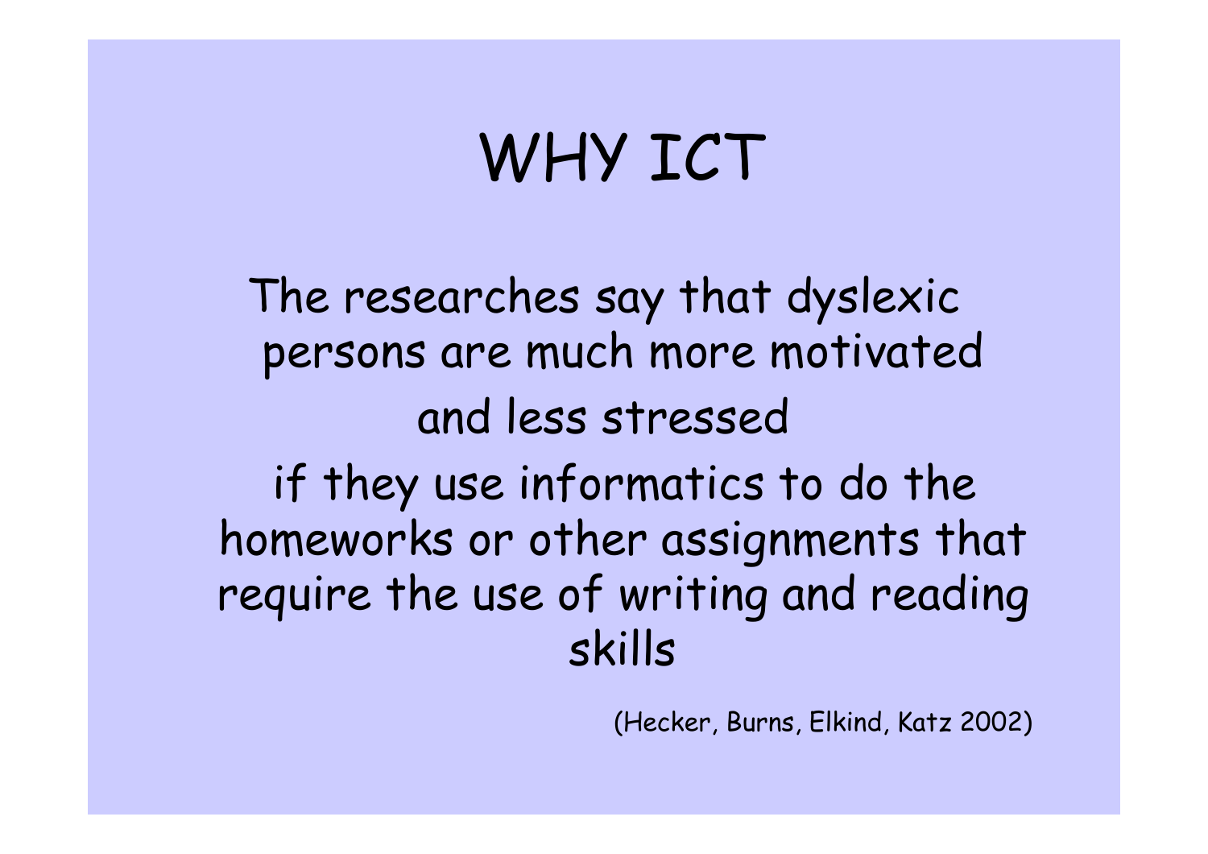# WHY ICT

The researches say that dyslexic persons are much more motivated and less stressed if they use informatics to do the homeworks or other assignments that require the use of writing and reading skills

(Hecker, Burns, Elkind, Katz 2002)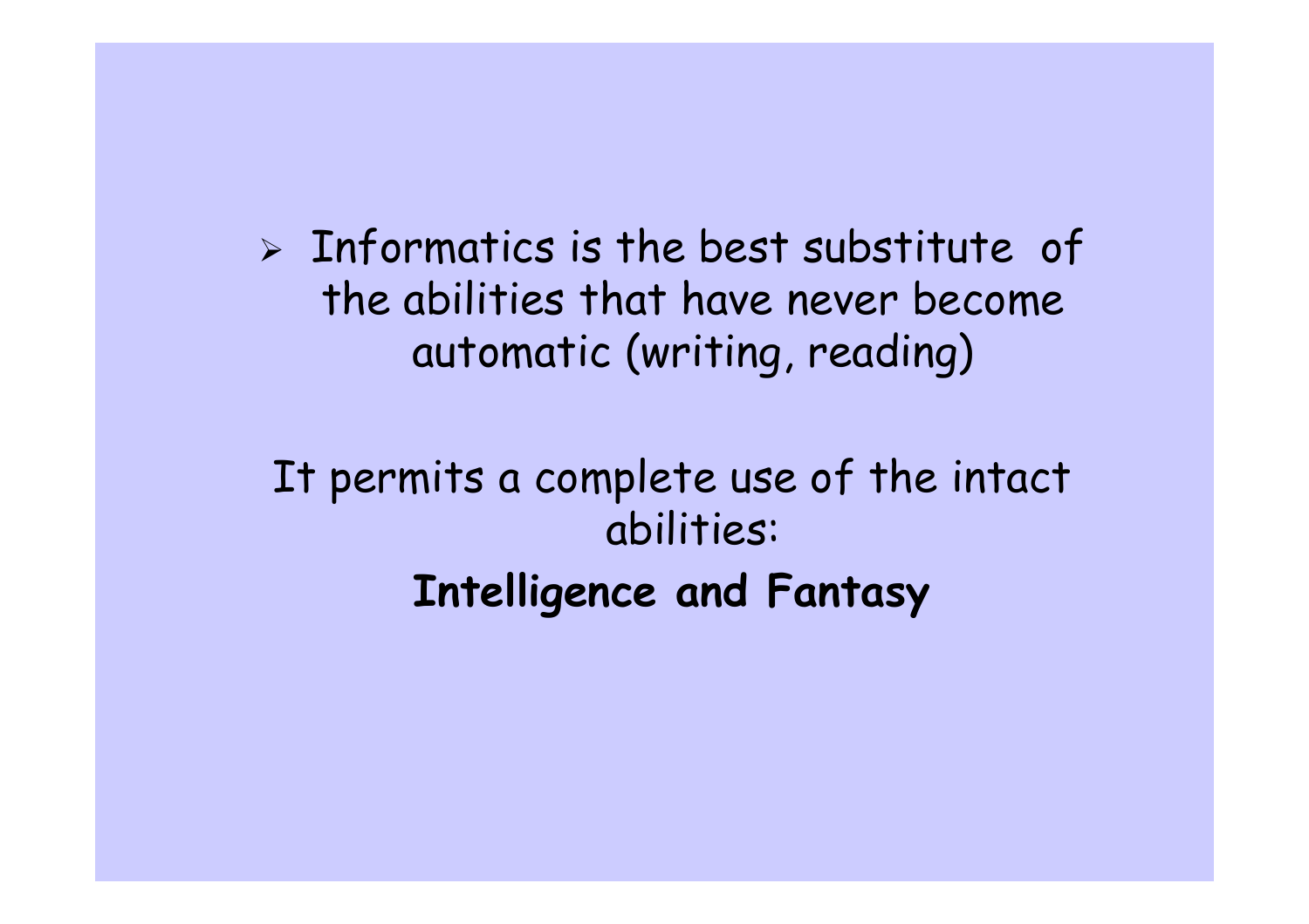- Informatics is the best substitute  of the abilities that have never become automatic (writing, reading)

It permits a complete use of the intact abilities:

**Intelligence and Fantasy**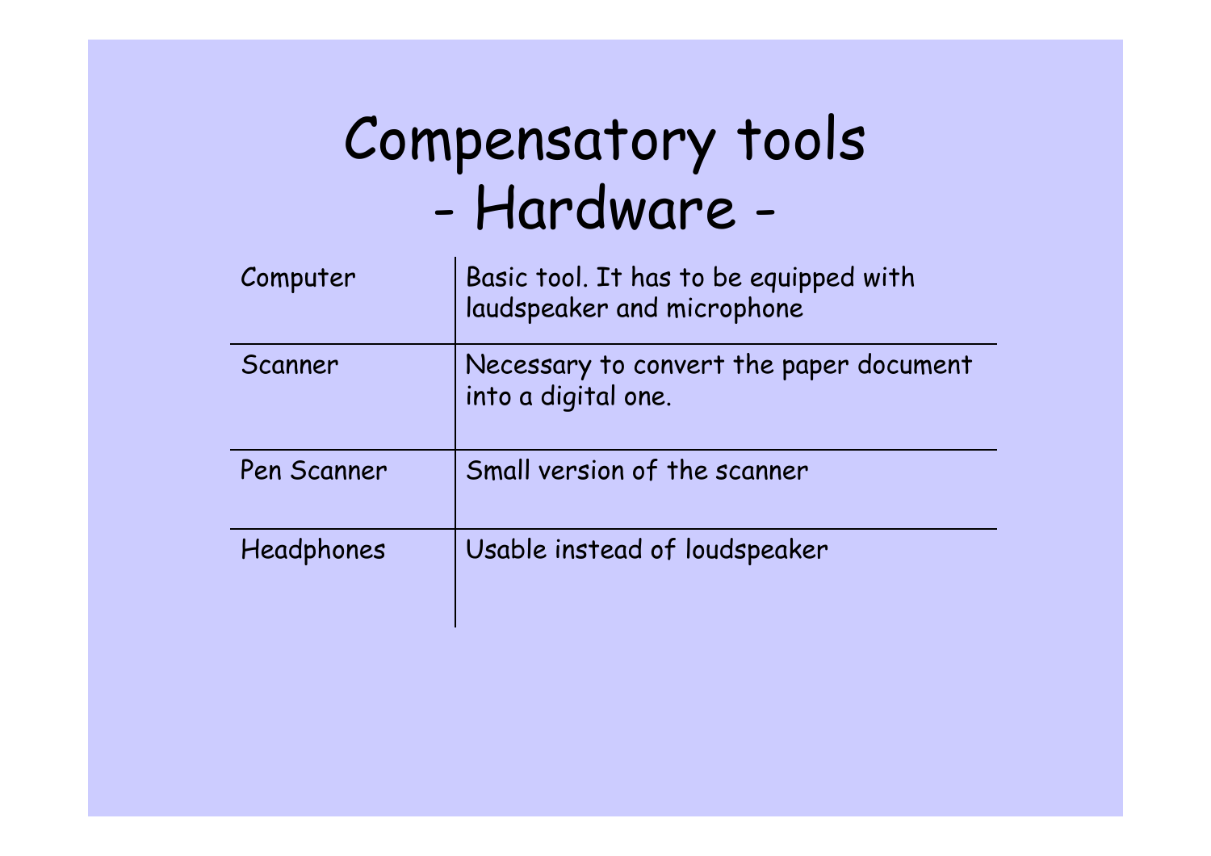# Compensatory tools
## - Hardware -

| | |
|---|---|
| Computer | Basic tool. It has to be equipped with laudspeaker and microphone |
| Scanner | Necessary to convert the paper document into a digital one. |
| Pen Scanner | Small version of the scanner |
| Headphones | Usable instead of loudspeaker |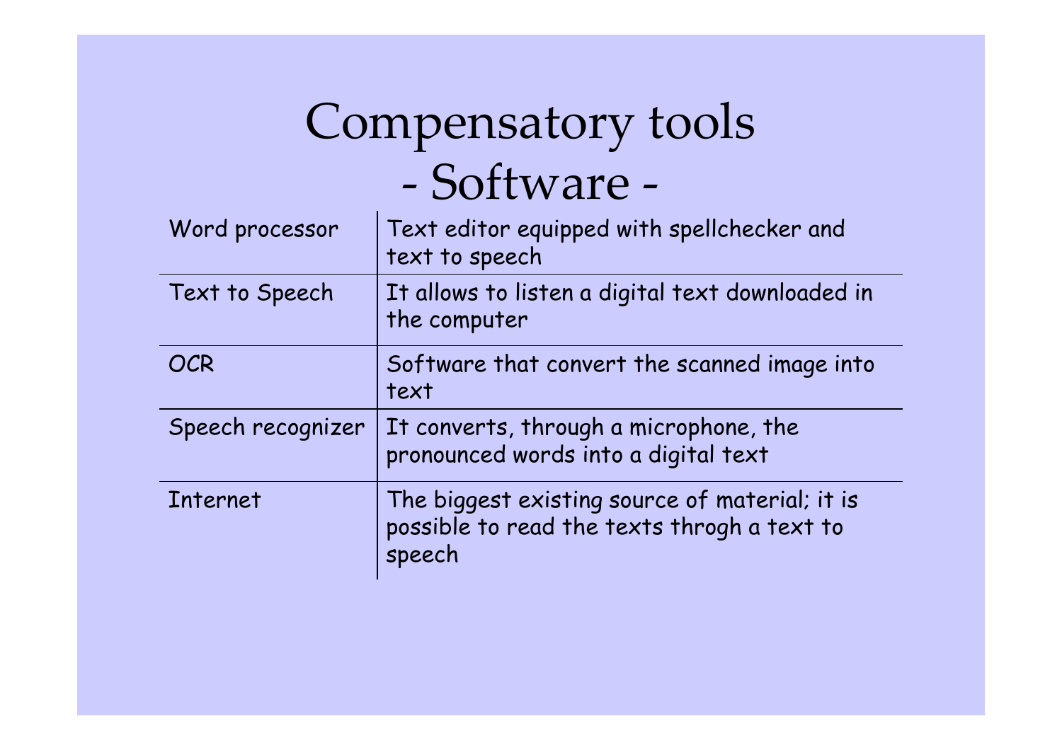# Compensatory tools
## - Software -

| | |
|---|---|
| Word processor | Text editor equipped with spellchecker and text to speech |
| Text to Speech | It allows to listen a digital text downloaded in the computer |
| OCR | Software that convert the scanned image into text |
| Speech recognizer | It converts, through a microphone, the pronounced words into a digital text |
| Internet | The biggest existing source of material; it is possible to read the texts throgh a text to speech |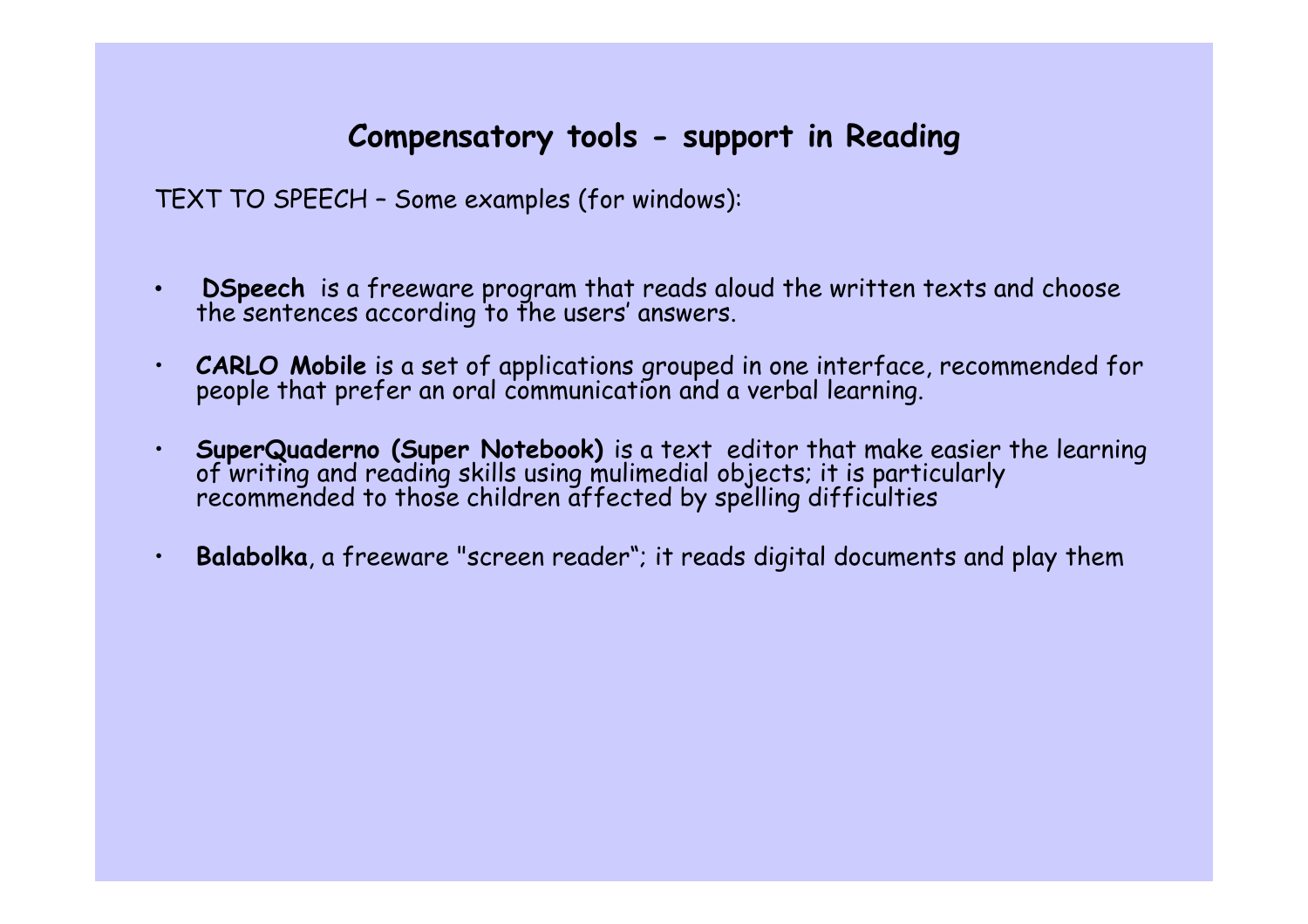## Compensatory tools - support in Reading

TEXT TO SPEECH – Some examples (for windows):

- **DSpeech** is a freeware program that reads aloud the written texts and choose the sentences according to the users' answers.
- **CARLO Mobile** is a set of applications grouped in one interface, recommended for people that prefer an oral communication and a verbal learning.
- **SuperQuaderno (Super Notebook)** is a text editor that make easier the learning of writing and reading skills using mulimedial objects; it is particularly recommended to those children affected by spelling difficulties
- **Balabolka**, a freeware "screen reader"; it reads digital documents and play them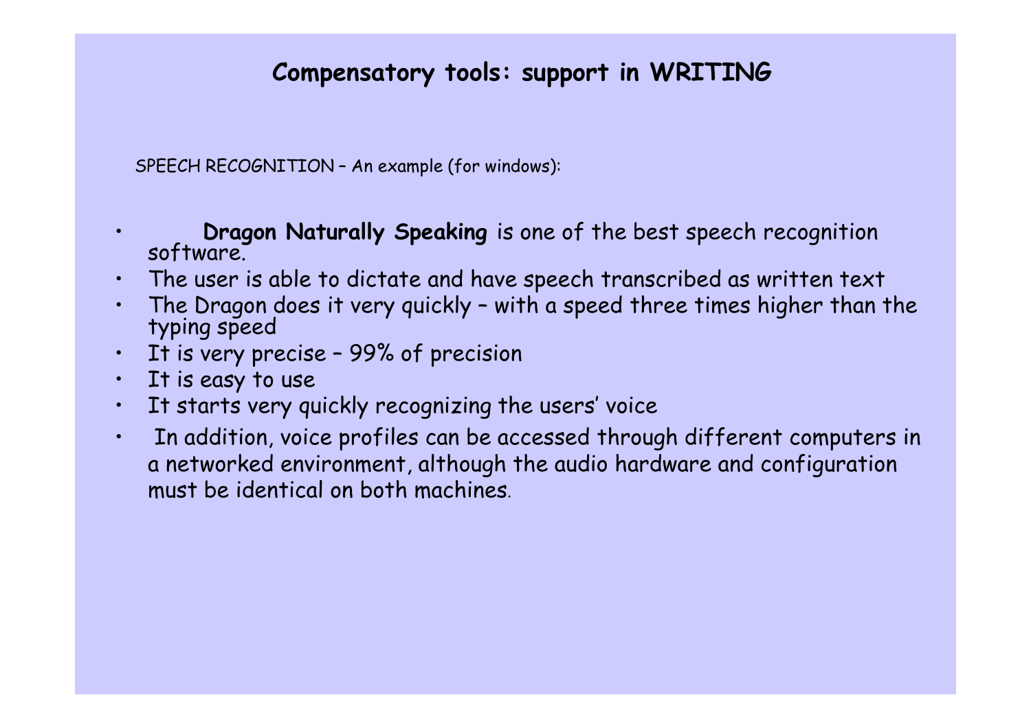# Compensatory tools: support in WRITING

SPEECH RECOGNITION – An example (for windows):

- **Dragon Naturally Speaking** is one of the best speech recognition software.
- The user is able to dictate and have speech transcribed as written text
- The Dragon does it very quickly – with a speed three times higher than the typing speed
- It is very precise – 99% of precision
- It is easy to use
- It starts very quickly recognizing the users' voice
- In addition, voice profiles can be accessed through different computers in a networked environment, although the audio hardware and configuration must be identical on both machines.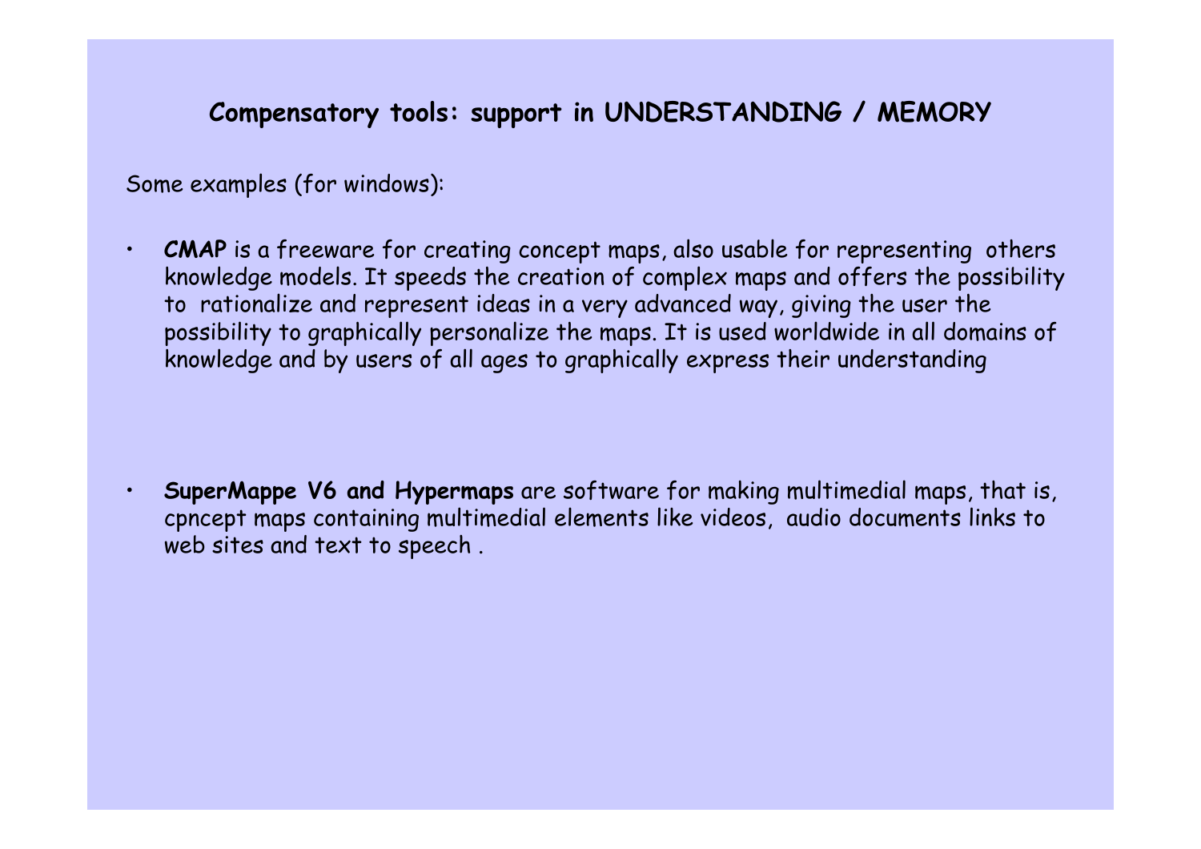## Compensatory tools: support in UNDERSTANDING / MEMORY

Some examples (for windows):

- **CMAP** is a freeware for creating concept maps, also usable for representing others knowledge models. It speeds the creation of complex maps and offers the possibility to rationalize and represent ideas in a very advanced way, giving the user the possibility to graphically personalize the maps. It is used worldwide in all domains of knowledge and by users of all ages to graphically express their understanding

- **SuperMappe V6 and Hypermaps** are software for making multimedial maps, that is, cpncept maps containing multimedial elements like videos, audio documents links to web sites and text to speech .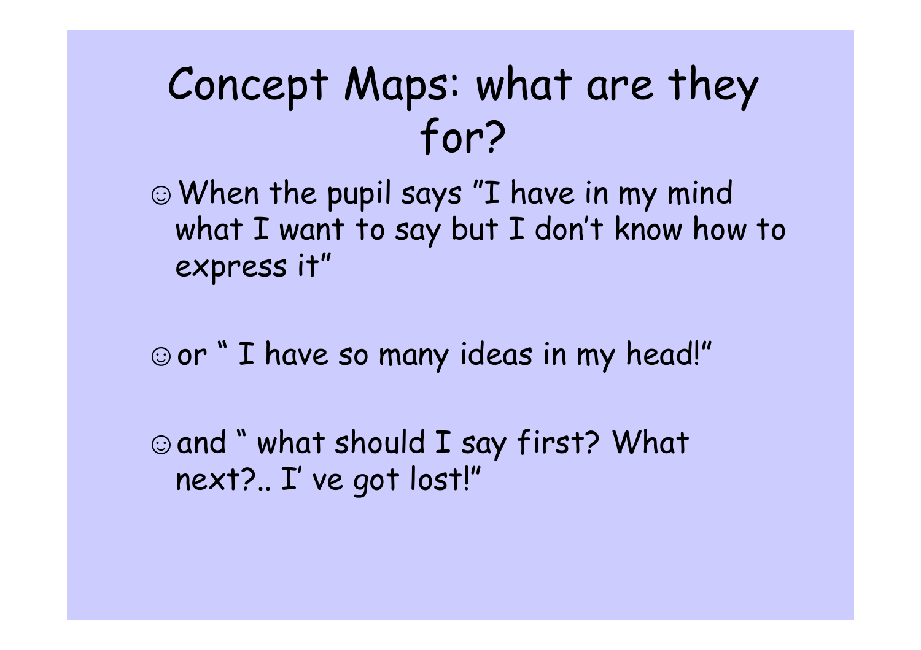# Concept Maps: what are they for?

- ☺ When the pupil says "I have in my mind what I want to say but I don't know how to express it"
- ☺ or " I have so many ideas in my head!"
- ☺ and " what should I say first? What next?.. I' ve got lost!"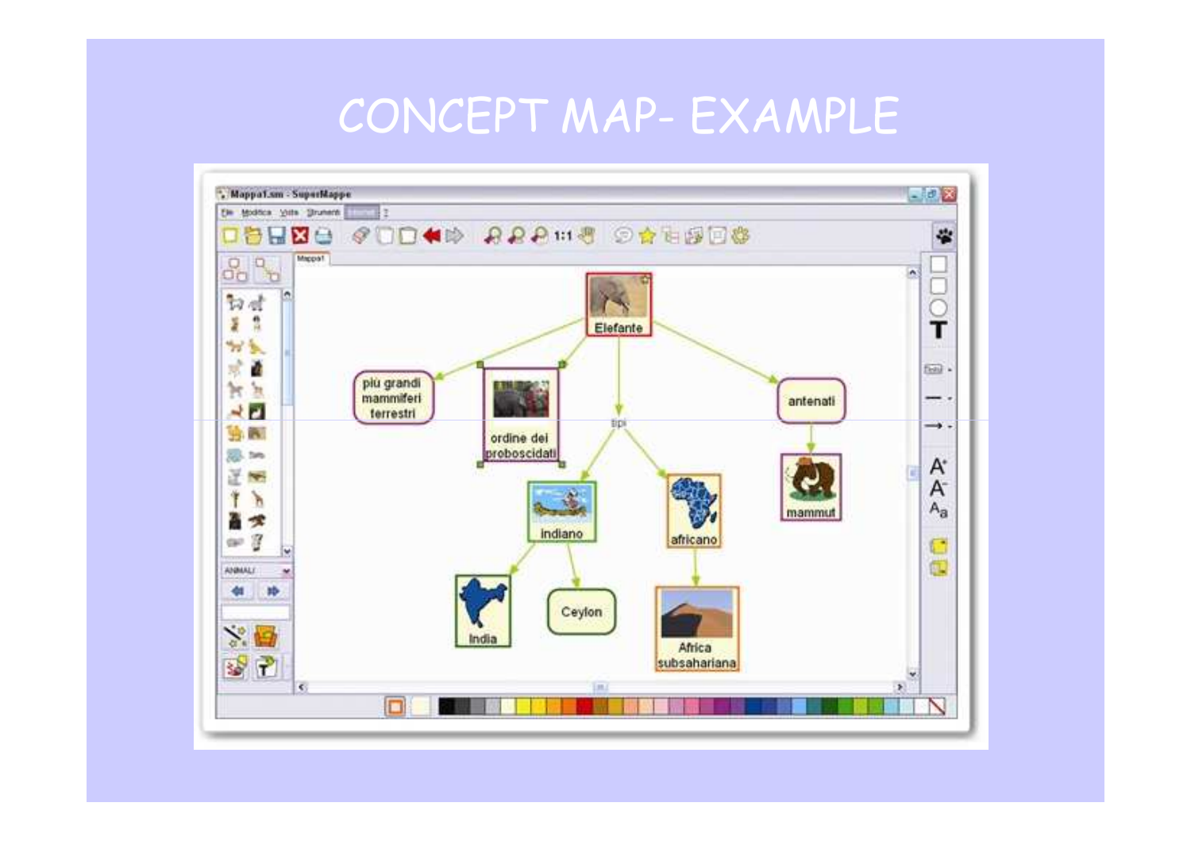# CONCEPT MAP- EXAMPLE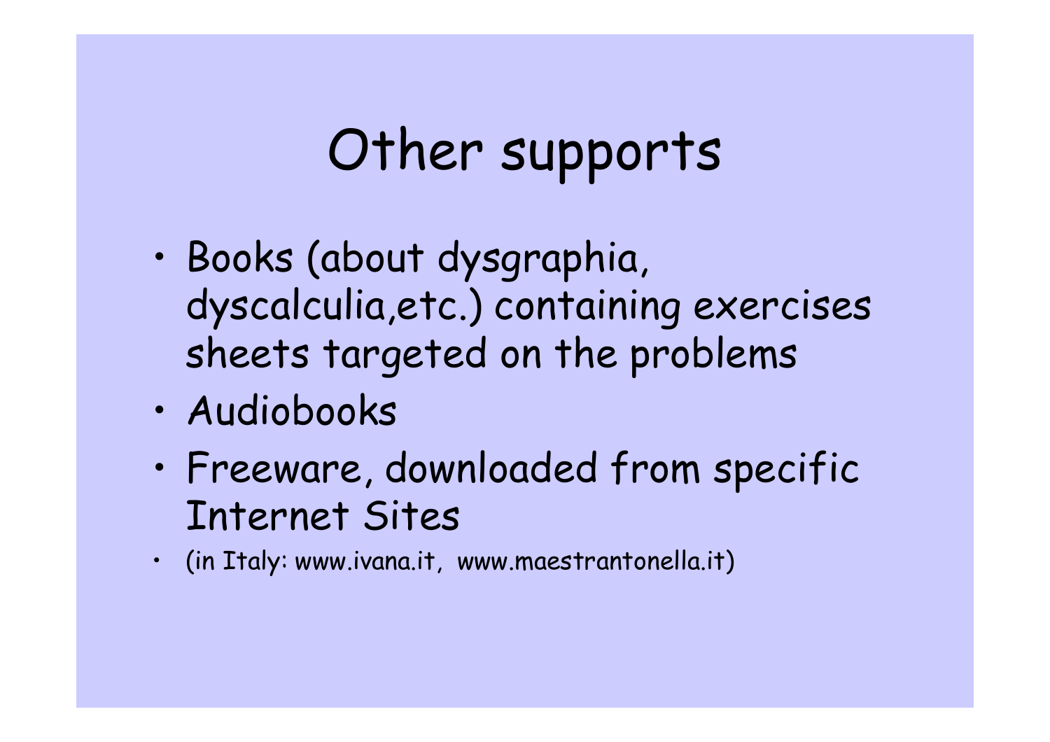# Other supports

- Books (about dysgraphia, dyscalculia,etc.) containing exercises sheets targeted on the problems
- Audiobooks
- Freeware, downloaded from specific Internet Sites
- (in Italy: www.ivana.it, www.maestrantonella.it)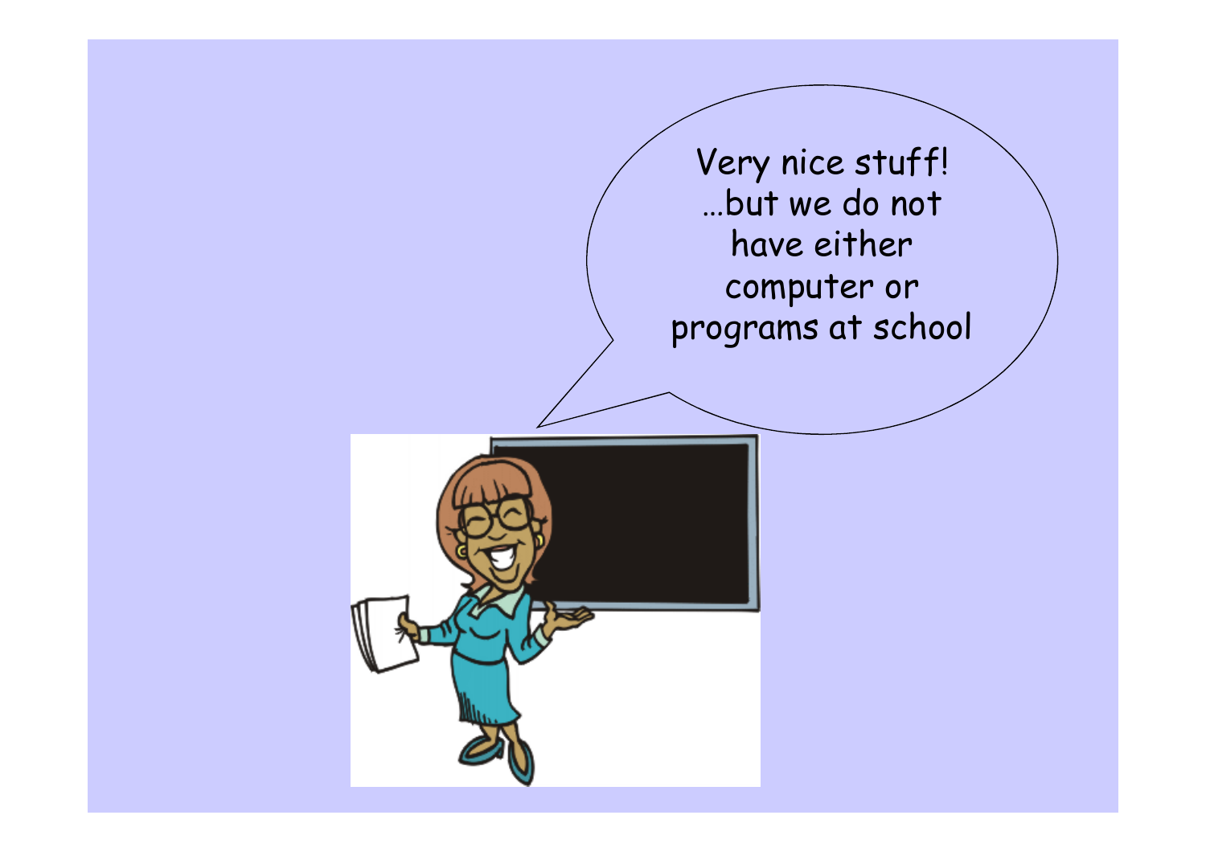Very nice stuff!
…but we do not
have either
computer or
programs at school